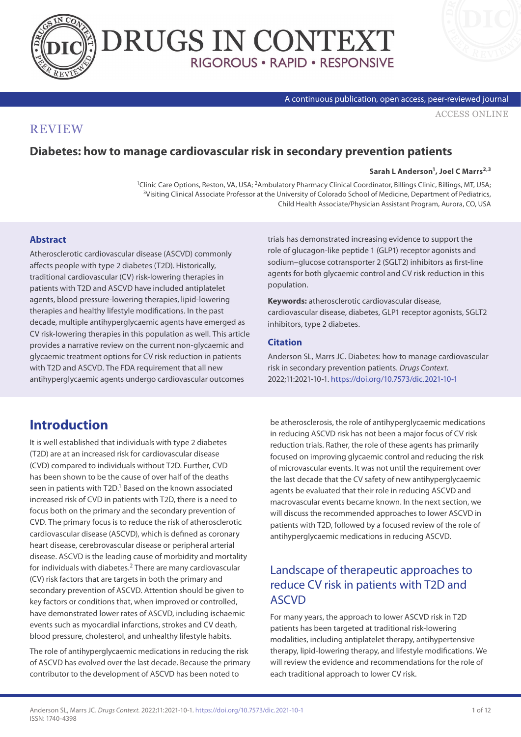REVIEW

# Diabetes: how to manage cardiovascular risk in secondary prevention patients

**Sarah L Anderson[1], Joel C Marrs[2,3]**

[1]Clinic Care Options, Reston, VA, USA; [2]Ambulatory Pharmacy Clinical Coordinator, Billings Clinic, Billings, MT, USA; [3]Visiting Clinical Associate Professor at the University of Colorado School of Medicine, Department of Pediatrics, Child Health Associate/Physician Assistant Program, Aurora, CO, USA

### Abstract

Atherosclerotic cardiovascular disease (ASCVD) commonly affects people with type 2 diabetes (T2D). Historically, traditional cardiovascular (CV) risk-lowering therapies in patients with T2D and ASCVD have included antiplatelet agents, blood pressure-lowering therapies, lipid-lowering therapies and healthy lifestyle modifications. In the past decade, multiple antihyperglycaemic agents have emerged as CV risk-lowering therapies in this population as well. This article provides a narrative review on the current non-glycaemic and glycaemic treatment options for CV risk reduction in patients with T2D and ASCVD. The FDA requirement that all new antihyperglycaemic agents undergo cardiovascular outcomes trials has demonstrated increasing evidence to support the role of glucagon-like peptide 1 (GLP1) receptor agonists and sodium–glucose cotransporter 2 (SGLT2) inhibitors as first-line agents for both glycaemic control and CV risk reduction in this population.

**Keywords:** atherosclerotic cardiovascular disease, cardiovascular disease, diabetes, GLP1 receptor agonists, SGLT2 inhibitors, type 2 diabetes.

### Citation

Anderson SL, Marrs JC. Diabetes: how to manage cardiovascular risk in secondary prevention patients. *Drugs Context*. 2022;11:2021-10-1. https://doi.org/10.7573/dic.2021-10-1

## Introduction

It is well established that individuals with type 2 diabetes (T2D) are at an increased risk for cardiovascular disease (CVD) compared to individuals without T2D. Further, CVD has been shown to be the cause of over half of the deaths seen in patients with T2D.[1] Based on the known associated increased risk of CVD in patients with T2D, there is a need to focus both on the primary and the secondary prevention of CVD. The primary focus is to reduce the risk of atherosclerotic cardiovascular disease (ASCVD), which is defined as coronary heart disease, cerebrovascular disease or peripheral arterial disease. ASCVD is the leading cause of morbidity and mortality for individuals with diabetes.[2] There are many cardiovascular (CV) risk factors that are targets in both the primary and secondary prevention of ASCVD. Attention should be given to key factors or conditions that, when improved or controlled, have demonstrated lower rates of ASCVD, including ischaemic events such as myocardial infarctions, strokes and CV death, blood pressure, cholesterol, and unhealthy lifestyle habits.

The role of antihyperglycaemic medications in reducing the risk of ASCVD has evolved over the last decade. Because the primary contributor to the development of ASCVD has been noted to be atherosclerosis, the role of antihyperglycaemic medications in reducing ASCVD risk has not been a major focus of CV risk reduction trials. Rather, the role of these agents has primarily focused on improving glycaemic control and reducing the risk of microvascular events. It was not until the requirement over the last decade that the CV safety of new antihyperglycaemic agents be evaluated that their role in reducing ASCVD and macrovascular events became known. In the next section, we will discuss the recommended approaches to lower ASCVD in patients with T2D, followed by a focused review of the role of antihyperglycaemic medications in reducing ASCVD.

### Landscape of therapeutic approaches to reduce CV risk in patients with T2D and ASCVD

For many years, the approach to lower ASCVD risk in T2D patients has been targeted at traditional risk-lowering modalities, including antiplatelet therapy, antihypertensive therapy, lipid-lowering therapy, and lifestyle modifications. We will review the evidence and recommendations for the role of each traditional approach to lower CV risk.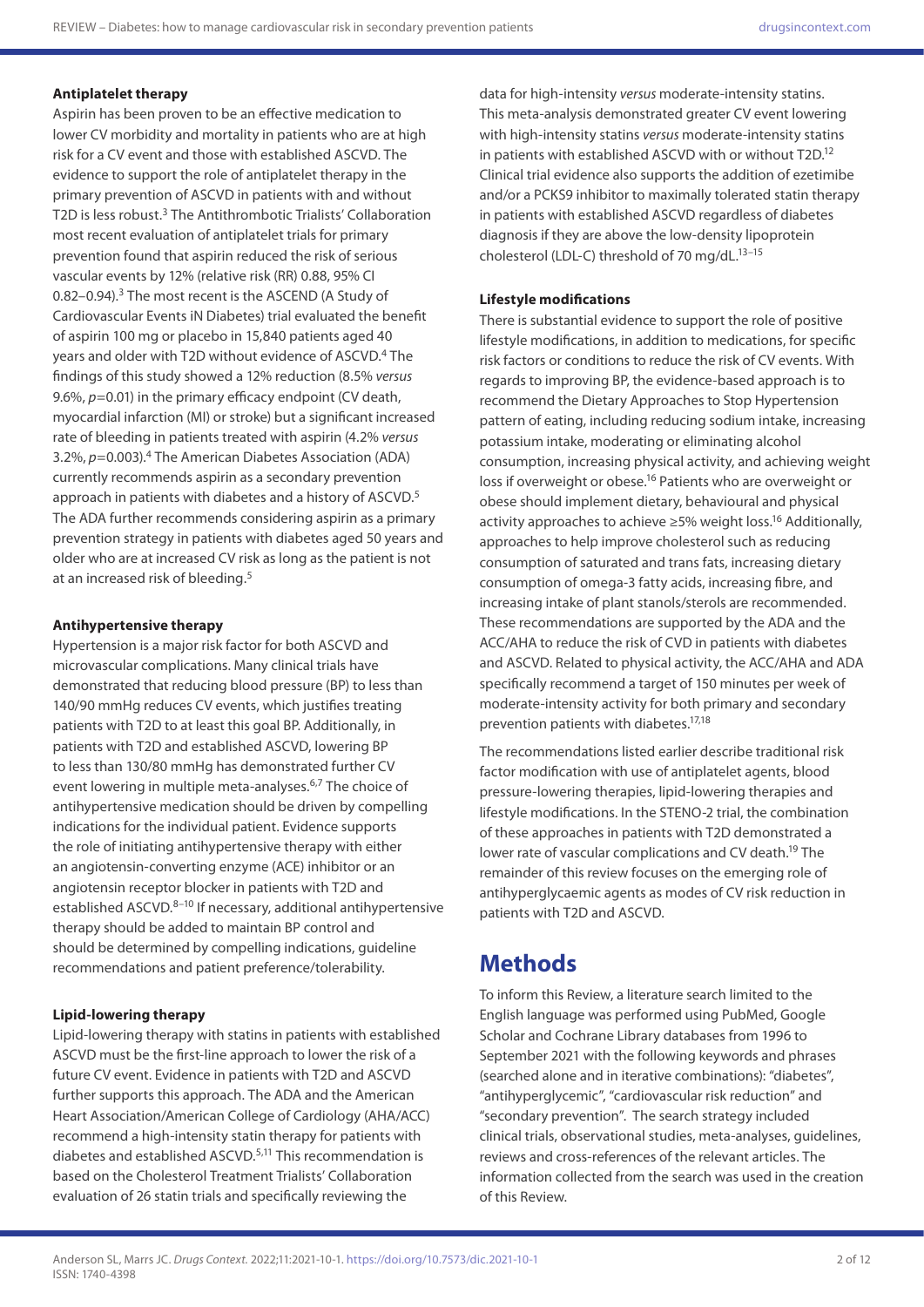#### Antiplatelet therapy

Aspirin has been proven to be an effective medication to lower CV morbidity and mortality in patients who are at high risk for a CV event and those with established ASCVD. The evidence to support the role of antiplatelet therapy in the primary prevention of ASCVD in patients with and without T2D is less robust.[3] The Antithrombotic Trialists' Collaboration most recent evaluation of antiplatelet trials for primary prevention found that aspirin reduced the risk of serious vascular events by 12% (relative risk (RR) 0.88, 95% CI 0.82–0.94).[3] The most recent is the ASCEND (A Study of Cardiovascular Events iN Diabetes) trial evaluated the benefit of aspirin 100 mg or placebo in 15,840 patients aged 40 years and older with T2D without evidence of ASCVD.[4] The findings of this study showed a 12% reduction (8.5% *versus* 9.6%, $p$=0.01) in the primary efficacy endpoint (CV death, myocardial infarction (MI) or stroke) but a significant increased rate of bleeding in patients treated with aspirin (4.2% *versus* 3.2%, $p$=0.003).[4] The American Diabetes Association (ADA) currently recommends aspirin as a secondary prevention approach in patients with diabetes and a history of ASCVD.[5] The ADA further recommends considering aspirin as a primary prevention strategy in patients with diabetes aged 50 years and older who are at increased CV risk as long as the patient is not at an increased risk of bleeding.[5]

#### Antihypertensive therapy

Hypertension is a major risk factor for both ASCVD and microvascular complications. Many clinical trials have demonstrated that reducing blood pressure (BP) to less than 140/90 mmHg reduces CV events, which justifies treating patients with T2D to at least this goal BP. Additionally, in patients with T2D and established ASCVD, lowering BP to less than 130/80 mmHg has demonstrated further CV event lowering in multiple meta-analyses.[6,7] The choice of antihypertensive medication should be driven by compelling indications for the individual patient. Evidence supports the role of initiating antihypertensive therapy with either an angiotensin-converting enzyme (ACE) inhibitor or an angiotensin receptor blocker in patients with T2D and established ASCVD.[8–10] If necessary, additional antihypertensive therapy should be added to maintain BP control and should be determined by compelling indications, guideline recommendations and patient preference/tolerability.

#### Lipid-lowering therapy

Lipid-lowering therapy with statins in patients with established ASCVD must be the first-line approach to lower the risk of a future CV event. Evidence in patients with T2D and ASCVD further supports this approach. The ADA and the American Heart Association/American College of Cardiology (AHA/ACC) recommend a high-intensity statin therapy for patients with diabetes and established ASCVD.[5,11] This recommendation is based on the Cholesterol Treatment Trialists' Collaboration evaluation of 26 statin trials and specifically reviewing the data for high-intensity *versus* moderate-intensity statins. This meta-analysis demonstrated greater CV event lowering with high-intensity statins *versus* moderate-intensity statins in patients with established ASCVD with or without T2D.[12] Clinical trial evidence also supports the addition of ezetimibe and/or a PCKS9 inhibitor to maximally tolerated statin therapy in patients with established ASCVD regardless of diabetes diagnosis if they are above the low-density lipoprotein cholesterol (LDL-C) threshold of 70 mg/dL.[13–15]

#### Lifestyle modifications

There is substantial evidence to support the role of positive lifestyle modifications, in addition to medications, for specific risk factors or conditions to reduce the risk of CV events. With regards to improving BP, the evidence-based approach is to recommend the Dietary Approaches to Stop Hypertension pattern of eating, including reducing sodium intake, increasing potassium intake, moderating or eliminating alcohol consumption, increasing physical activity, and achieving weight loss if overweight or obese.[16] Patients who are overweight or obese should implement dietary, behavioural and physical activity approaches to achieve ≥5% weight loss.[16] Additionally, approaches to help improve cholesterol such as reducing consumption of saturated and trans fats, increasing dietary consumption of omega-3 fatty acids, increasing fibre, and increasing intake of plant stanols/sterols are recommended. These recommendations are supported by the ADA and the ACC/AHA to reduce the risk of CVD in patients with diabetes and ASCVD. Related to physical activity, the ACC/AHA and ADA specifically recommend a target of 150 minutes per week of moderate-intensity activity for both primary and secondary prevention patients with diabetes.[17,18]

The recommendations listed earlier describe traditional risk factor modification with use of antiplatelet agents, blood pressure-lowering therapies, lipid-lowering therapies and lifestyle modifications. In the STENO-2 trial, the combination of these approaches in patients with T2D demonstrated a lower rate of vascular complications and CV death.[19] The remainder of this review focuses on the emerging role of antihyperglycaemic agents as modes of CV risk reduction in patients with T2D and ASCVD.

## Methods

To inform this Review, a literature search limited to the English language was performed using PubMed, Google Scholar and Cochrane Library databases from 1996 to September 2021 with the following keywords and phrases (searched alone and in iterative combinations): "diabetes", "antihyperglycemic", "cardiovascular risk reduction" and "secondary prevention". The search strategy included clinical trials, observational studies, meta-analyses, guidelines, reviews and cross-references of the relevant articles. The information collected from the search was used in the creation of this Review.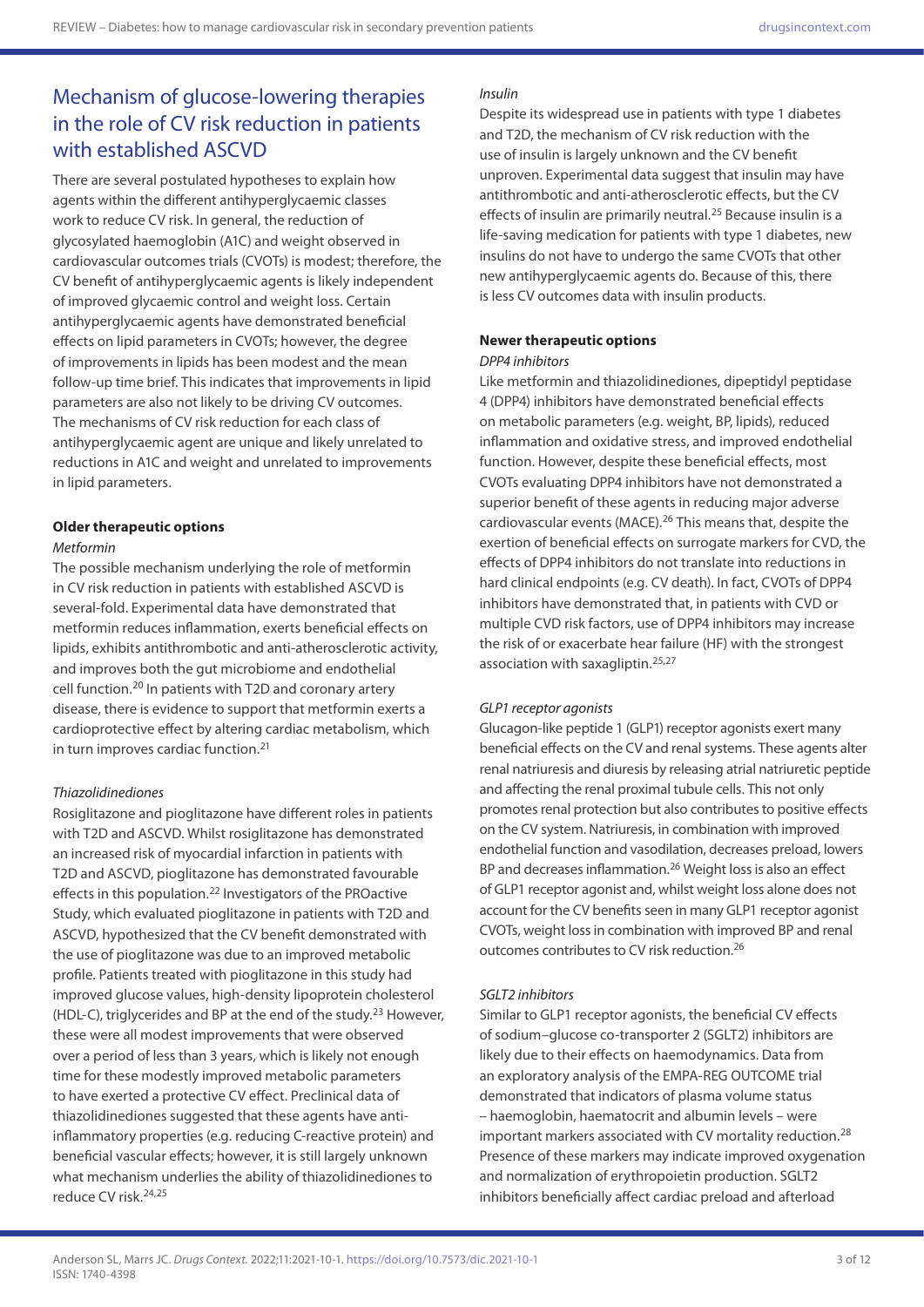## Mechanism of glucose-lowering therapies in the role of CV risk reduction in patients with established ASCVD

There are several postulated hypotheses to explain how agents within the different antihyperglycaemic classes work to reduce CV risk. In general, the reduction of glycosylated haemoglobin (A1C) and weight observed in cardiovascular outcomes trials (CVOTs) is modest; therefore, the CV benefit of antihyperglycaemic agents is likely independent of improved glycaemic control and weight loss. Certain antihyperglycaemic agents have demonstrated beneficial effects on lipid parameters in CVOTs; however, the degree of improvements in lipids has been modest and the mean follow-up time brief. This indicates that improvements in lipid parameters are also not likely to be driving CV outcomes. The mechanisms of CV risk reduction for each class of antihyperglycaemic agent are unique and likely unrelated to reductions in A1C and weight and unrelated to improvements in lipid parameters.

### Older therapeutic options

#### *Metformin*

The possible mechanism underlying the role of metformin in CV risk reduction in patients with established ASCVD is several-fold. Experimental data have demonstrated that metformin reduces inflammation, exerts beneficial effects on lipids, exhibits antithrombotic and anti-atherosclerotic activity, and improves both the gut microbiome and endothelial cell function.[20] In patients with T2D and coronary artery disease, there is evidence to support that metformin exerts a cardioprotective effect by altering cardiac metabolism, which in turn improves cardiac function.[21]

#### *Thiazolidinediones*

Rosiglitazone and pioglitazone have different roles in patients with T2D and ASCVD. Whilst rosiglitazone has demonstrated an increased risk of myocardial infarction in patients with T2D and ASCVD, pioglitazone has demonstrated favourable effects in this population.[22] Investigators of the PROactive Study, which evaluated pioglitazone in patients with T2D and ASCVD, hypothesized that the CV benefit demonstrated with the use of pioglitazone was due to an improved metabolic profile. Patients treated with pioglitazone in this study had improved glucose values, high-density lipoprotein cholesterol (HDL-C), triglycerides and BP at the end of the study.[23] However, these were all modest improvements that were observed over a period of less than 3 years, which is likely not enough time for these modestly improved metabolic parameters to have exerted a protective CV effect. Preclinical data of thiazolidinediones suggested that these agents have anti-inflammatory properties (e.g. reducing C-reactive protein) and beneficial vascular effects; however, it is still largely unknown what mechanism underlies the ability of thiazolidinediones to reduce CV risk.[24,25]

#### *Insulin*

Despite its widespread use in patients with type 1 diabetes and T2D, the mechanism of CV risk reduction with the use of insulin is largely unknown and the CV benefit unproven. Experimental data suggest that insulin may have antithrombotic and anti-atherosclerotic effects, but the CV effects of insulin are primarily neutral.[25] Because insulin is a life-saving medication for patients with type 1 diabetes, new insulins do not have to undergo the same CVOTs that other new antihyperglycaemic agents do. Because of this, there is less CV outcomes data with insulin products.

### Newer therapeutic options

#### *DPP4 inhibitors*

Like metformin and thiazolidinediones, dipeptidyl peptidase 4 (DPP4) inhibitors have demonstrated beneficial effects on metabolic parameters (e.g. weight, BP, lipids), reduced inflammation and oxidative stress, and improved endothelial function. However, despite these beneficial effects, most CVOTs evaluating DPP4 inhibitors have not demonstrated a superior benefit of these agents in reducing major adverse cardiovascular events (MACE).[26] This means that, despite the exertion of beneficial effects on surrogate markers for CVD, the effects of DPP4 inhibitors do not translate into reductions in hard clinical endpoints (e.g. CV death). In fact, CVOTs of DPP4 inhibitors have demonstrated that, in patients with CVD or multiple CVD risk factors, use of DPP4 inhibitors may increase the risk of or exacerbate hear failure (HF) with the strongest association with saxagliptin.[25,27]

#### *GLP1 receptor agonists*

Glucagon-like peptide 1 (GLP1) receptor agonists exert many beneficial effects on the CV and renal systems. These agents alter renal natriuresis and diuresis by releasing atrial natriuretic peptide and affecting the renal proximal tubule cells. This not only promotes renal protection but also contributes to positive effects on the CV system. Natriuresis, in combination with improved endothelial function and vasodilation, decreases preload, lowers BP and decreases inflammation.[26] Weight loss is also an effect of GLP1 receptor agonist and, whilst weight loss alone does not account for the CV benefits seen in many GLP1 receptor agonist CVOTs, weight loss in combination with improved BP and renal outcomes contributes to CV risk reduction.[26]

#### *SGLT2 inhibitors*

Similar to GLP1 receptor agonists, the beneficial CV effects of sodium–glucose co-transporter 2 (SGLT2) inhibitors are likely due to their effects on haemodynamics. Data from an exploratory analysis of the EMPA-REG OUTCOME trial demonstrated that indicators of plasma volume status – haemoglobin, haematocrit and albumin levels – were important markers associated with CV mortality reduction.[28] Presence of these markers may indicate improved oxygenation and normalization of erythropoietin production. SGLT2 inhibitors beneficially affect cardiac preload and afterload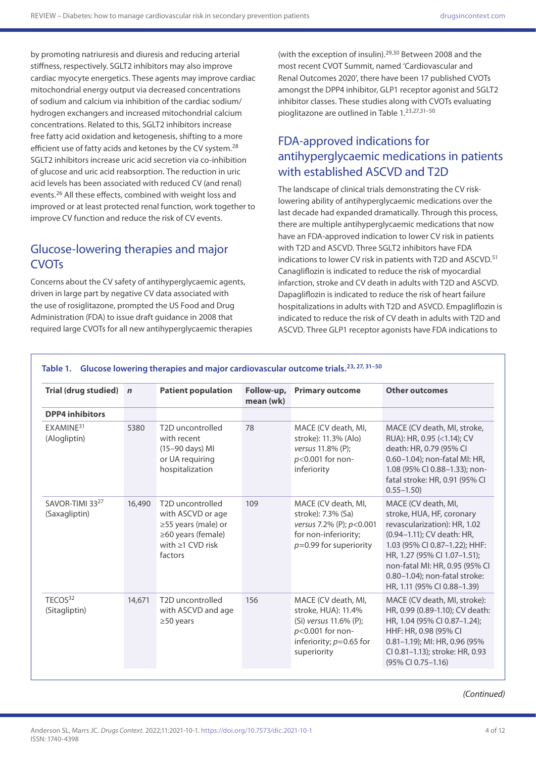by promoting natriuresis and diuresis and reducing arterial stiffness, respectively. SGLT2 inhibitors may also improve cardiac myocyte energetics. These agents may improve cardiac mitochondrial energy output via decreased concentrations of sodium and calcium via inhibition of the cardiac sodium/hydrogen exchangers and increased mitochondrial calcium concentrations. Related to this, SGLT2 inhibitors increase free fatty acid oxidation and ketogenesis, shifting to a more efficient use of fatty acids and ketones by the CV system.[28] SGLT2 inhibitors increase uric acid secretion via co-inhibition of glucose and uric acid reabsorption. The reduction in uric acid levels has been associated with reduced CV (and renal) events.[26] All these effects, combined with weight loss and improved or at least protected renal function, work together to improve CV function and reduce the risk of CV events.

## Glucose-lowering therapies and major CVOTs

Concerns about the CV safety of antihyperglycaemic agents, driven in large part by negative CV data associated with the use of rosiglitazone, prompted the US Food and Drug Administration (FDA) to issue draft guidance in 2008 that required large CVOTs for all new antihyperglycaemic therapies (with the exception of insulin).[29,30] Between 2008 and the most recent CVOT Summit, named 'Cardiovascular and Renal Outcomes 2020', there have been 17 published CVOTs amongst the DPP4 inhibitor, GLP1 receptor agonist and SGLT2 inhibitor classes. These studies along with CVOTs evaluating pioglitazone are outlined in Table 1.[23,27,31–50]

## FDA-approved indications for antihyperglycaemic medications in patients with established ASCVD and T2D

The landscape of clinical trials demonstrating the CV risk-lowering ability of antihyperglycaemic medications over the last decade had expanded dramatically. Through this process, there are multiple antihyperglycaemic medications that now have an FDA-approved indication to lower CV risk in patients with T2D and ASCVD. Three SGLT2 inhibitors have FDA indications to lower CV risk in patients with T2D and ASCVD.[51] Canagliflozin is indicated to reduce the risk of myocardial infarction, stroke and CV death in adults with T2D and ASCVD. Dapagliflozin is indicated to reduce the risk of heart failure hospitalizations in adults with T2D and ASVCD. Empagliflozin is indicated to reduce the risk of CV death in adults with T2D and ASCVD. Three GLP1 receptor agonists have FDA indications to

**Table 1. Glucose lowering therapies and major cardiovascular outcome trials.[23, 27, 31–50]**

| Trial (drug studied) | *n* | Patient population | Follow-up, mean (wk) | Primary outcome | Other outcomes |
|---|---|---|---|---|---|
| **DPP4 inhibitors** | | | | | |
| EXAMINE[31] (Alogliptin) | 5380 | T2D uncontrolled with recent (15–90 days) MI or UA requiring hospitalization | 78 | MACE (CV death, MI, stroke): 11.3% (Alo) *versus* 11.8% (P); *p*<0.001 for non-inferiority | MACE (CV death, MI, stroke, RUA): HR, 0.95 (<1.14); CV death: HR, 0.79 (95% CI 0.60–1.04); non-fatal MI: HR, 1.08 (95% CI 0.88–1.33); non-fatal stroke: HR, 0.91 (95% CI 0.55–1.50) |
| SAVOR-TIMI 33[27] (Saxagliptin) | 16,490 | T2D uncontrolled with ASCVD or age ≥55 years (male) or ≥60 years (female) with ≥1 CVD risk factors | 109 | MACE (CV death, MI, stroke): 7.3% (Sa) *versus* 7.2% (P); *p*<0.001 for non-inferiority; *p*=0.99 for superiority | MACE (CV death, MI, stroke, HUA, HF, coronary revascularization): HR, 1.02 (0.94–1.11); CV death: HR, 1.03 (95% CI 0.87–1.22); HHF: HR, 1.27 (95% CI 1.07–1.51); non-fatal MI: HR, 0.95 (95% CI 0.80–1.04); non-fatal stroke: HR, 1.11 (95% CI 0.88–1.39) |
| TECOS[32] (Sitagliptin) | 14,671 | T2D uncontrolled with ASCVD and age ≥50 years | 156 | MACE (CV death, MI, stroke, HUA): 11.4% (Si) *versus* 11.6% (P); *p*<0.001 for non-inferiority; *p*=0.65 for superiority | MACE (CV death, MI, stroke): HR, 0.99 (0.89-1.10); CV death: HR, 1.04 (95% CI 0.87–1.24); HHF: HR, 0.98 (95% CI 0.81–1.19); MI: HR, 0.96 (95% CI 0.81–1.13); stroke: HR, 0.93 (95% CI 0.75–1.16) |

*(Continued)*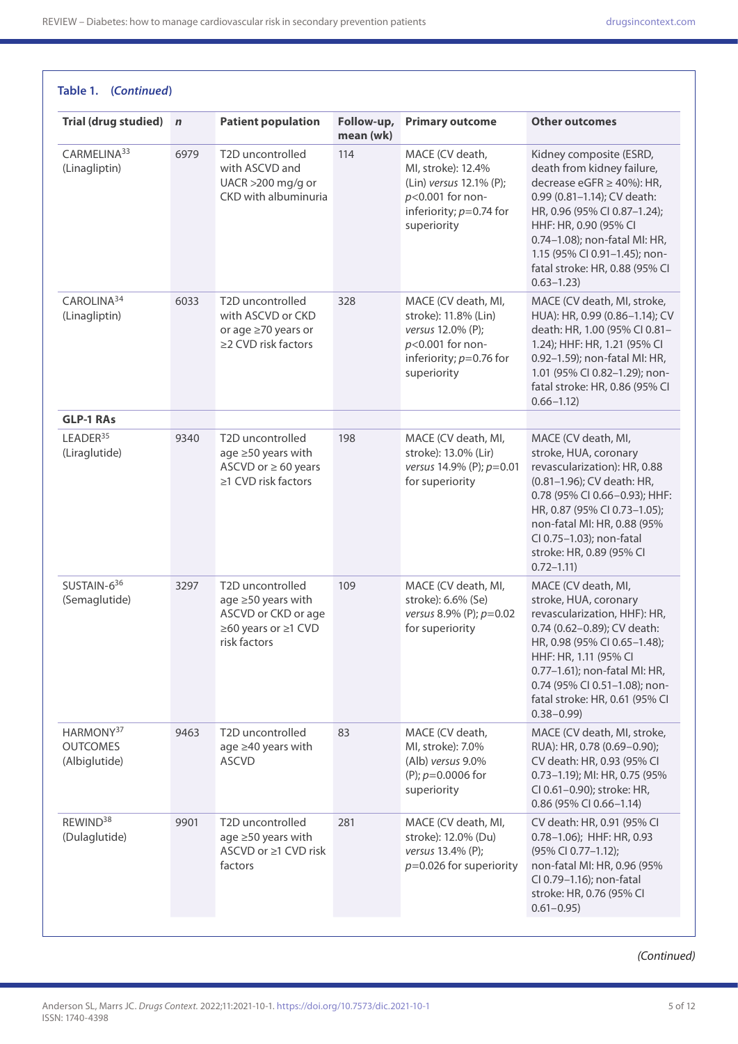**Table 1. (*Continued*)**

| Trial (drug studied) | *n* | Patient population | Follow-up, mean (wk) | Primary outcome | Other outcomes |
|---|---|---|---|---|---|
| CARMELINA[33] (Linagliptin) | 6979 | T2D uncontrolled with ASCVD and UACR >200 mg/g or CKD with albuminuria | 114 | MACE (CV death, MI, stroke): 12.4% (Lin) *versus* 12.1% (P); *p*<0.001 for non-inferiority; *p*=0.74 for superiority | Kidney composite (ESRD, death from kidney failure, decrease eGFR ≥ 40%): HR, 0.99 (0.81–1.14); CV death: HR, 0.96 (95% CI 0.87–1.24); HHF: HR, 0.90 (95% CI 0.74–1.08); non-fatal MI: HR, 1.15 (95% CI 0.91–1.45); non-fatal stroke: HR, 0.88 (95% CI 0.63–1.23) |
| CAROLINA[34] (Linagliptin) | 6033 | T2D uncontrolled with ASCVD or CKD or age ≥70 years or ≥2 CVD risk factors | 328 | MACE (CV death, MI, stroke): 11.8% (Lin) *versus* 12.0% (P); *p*<0.001 for non-inferiority; *p*=0.76 for superiority | MACE (CV death, MI, stroke, HUA): HR, 0.99 (0.86–1.14); CV death: HR, 1.00 (95% CI 0.81–1.24); HHF: HR, 1.21 (95% CI 0.92–1.59); non-fatal MI: HR, 1.01 (95% CI 0.82–1.29); non-fatal stroke: HR, 0.86 (95% CI 0.66–1.12) |
| **GLP-1 RAs** | | | | | |
| LEADER[35] (Liraglutide) | 9340 | T2D uncontrolled age ≥50 years with ASCVD or ≥ 60 years ≥1 CVD risk factors | 198 | MACE (CV death, MI, stroke): 13.0% (Lir) *versus* 14.9% (P); *p*=0.01 for superiority | MACE (CV death, MI, stroke, HUA, coronary revascularization): HR, 0.88 (0.81–1.96); CV death: HR, 0.78 (95% CI 0.66–0.93); HHF: HR, 0.87 (95% CI 0.73–1.05); non-fatal MI: HR, 0.88 (95% CI 0.75–1.03); non-fatal stroke: HR, 0.89 (95% CI 0.72–1.11) |
| SUSTAIN-6[36] (Semaglutide) | 3297 | T2D uncontrolled age ≥50 years with ASCVD or CKD or age ≥60 years or ≥1 CVD risk factors | 109 | MACE (CV death, MI, stroke): 6.6% (Se) *versus* 8.9% (P); *p*=0.02 for superiority | MACE (CV death, MI, stroke, HUA, coronary revascularization, HHF): HR, 0.74 (0.62–0.89); CV death: HR, 0.98 (95% CI 0.65–1.48); HHF: HR, 1.11 (95% CI 0.77–1.61); non-fatal MI: HR, 0.74 (95% CI 0.51–1.08); non-fatal stroke: HR, 0.61 (95% CI 0.38–0.99) |
| HARMONY[37] OUTCOMES (Albiglutide) | 9463 | T2D uncontrolled age ≥40 years with ASCVD | 83 | MACE (CV death, MI, stroke): 7.0% (Alb) *versus* 9.0% (P); *p*=0.0006 for superiority | MACE (CV death, MI, stroke, RUA): HR, 0.78 (0.69–0.90); CV death: HR, 0.93 (95% CI 0.73–1.19); MI: HR, 0.75 (95% CI 0.61–0.90); stroke: HR, 0.86 (95% CI 0.66–1.14) |
| REWIND[38] (Dulaglutide) | 9901 | T2D uncontrolled age ≥50 years with ASCVD or ≥1 CVD risk factors | 281 | MACE (CV death, MI, stroke): 12.0% (Du) *versus* 13.4% (P); *p*=0.026 for superiority | CV death: HR, 0.91 (95% CI 0.78–1.06); HHF: HR, 0.93 (95% CI 0.77–1.12); non-fatal MI: HR, 0.96 (95% CI 0.79–1.16); non-fatal stroke: HR, 0.76 (95% CI 0.61–0.95) |

*(Continued)*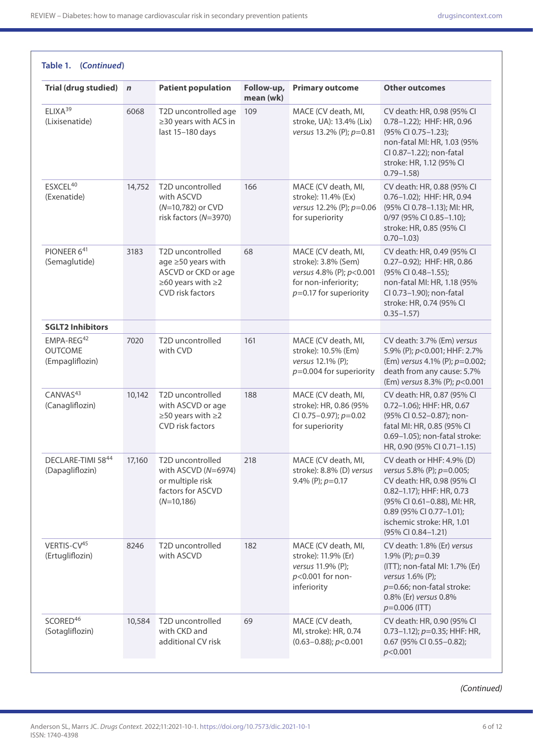**Table 1. (*Continued*)**

| Trial (drug studied) | *n* | Patient population | Follow-up, mean (wk) | Primary outcome | Other outcomes |
|---|---|---|---|---|---|
| ELIXA[39] (Lixisenatide) | 6068 | T2D uncontrolled age ≥30 years with ACS in last 15–180 days | 109 | MACE (CV death, MI, stroke, UA): 13.4% (Lix) *versus* 13.2% (P); *p*=0.81 | CV death: HR, 0.98 (95% CI 0.78–1.22); HHF: HR, 0.96 (95% CI 0.75–1.23); non-fatal MI: HR, 1.03 (95% CI 0.87–1.22); non-fatal stroke: HR, 1.12 (95% CI 0.79–1.58) |
| ESXCEL[40] (Exenatide) | 14,752 | T2D uncontrolled with ASCVD (*N*=10,782) or CVD risk factors (*N*=3970) | 166 | MACE (CV death, MI, stroke): 11.4% (Ex) *versus* 12.2% (P); *p*=0.06 for superiority | CV death: HR, 0.88 (95% CI 0.76–1.02); HHF: HR, 0.94 (95% CI 0.78–1.13); MI: HR, 0/97 (95% CI 0.85–1.10); stroke: HR, 0.85 (95% CI 0.70–1.03) |
| PIONEER 6[41] (Semaglutide) | 3183 | T2D uncontrolled age ≥50 years with ASCVD or CKD or age ≥60 years with ≥2 CVD risk factors | 68 | MACE (CV death, MI, stroke): 3.8% (Sem) *versus* 4.8% (P); *p*<0.001 for non-inferiority; *p*=0.17 for superiority | CV death: HR, 0.49 (95% CI 0.27–0.92); HHF: HR, 0.86 (95% CI 0.48–1.55); non-fatal MI: HR, 1.18 (95% CI 0.73–1.90); non-fatal stroke: HR, 0.74 (95% CI 0.35–1.57) |
| **SGLT2 Inhibitors** | | | | | |
| EMPA-REG[42] OUTCOME (Empagliflozin) | 7020 | T2D uncontrolled with CVD | 161 | MACE (CV death, MI, stroke): 10.5% (Em) *versus* 12.1% (P); *p*=0.004 for superiority | CV death: 3.7% (Em) *versus* 5.9% (P); *p*<0.001; HHF: 2.7% (Em) *versus* 4.1% (P); *p*=0.002; death from any cause: 5.7% (Em) *versus* 8.3% (P); *p*<0.001 |
| CANVAS[43] (Canagliflozin) | 10,142 | T2D uncontrolled with ASCVD or age ≥50 years with ≥2 CVD risk factors | 188 | MACE (CV death, MI, stroke): HR, 0.86 (95% CI 0.75–0.97); *p*=0.02 for superiority | CV death: HR, 0.87 (95% CI 0.72–1.06); HHF: HR, 0.67 (95% CI 0.52–0.87); non-fatal MI: HR, 0.85 (95% CI 0.69–1.05); non-fatal stroke: HR, 0.90 (95% CI 0.71–1.15) |
| DECLARE-TIMI 58[44] (Dapagliflozin) | 17,160 | T2D uncontrolled with ASCVD (*N*=6974) or multiple risk factors for ASCVD (*N*=10,186) | 218 | MACE (CV death, MI, stroke): 8.8% (D) *versus* 9.4% (P); *p*=0.17 | CV death or HHF: 4.9% (D) *versus* 5.8% (P); *p*=0.005; CV death: HR, 0.98 (95% CI 0.82–1.17); HHF: HR, 0.73 (95% CI 0.61–0.88), MI: HR, 0.89 (95% CI 0.77–1.01); ischemic stroke: HR, 1.01 (95% CI 0.84–1.21) |
| VERTIS-CV[45] (Ertugliflozin) | 8246 | T2D uncontrolled with ASCVD | 182 | MACE (CV death, MI, stroke): 11.9% (Er) *versus* 11.9% (P); *p*<0.001 for non-inferiority | CV death: 1.8% (Er) *versus* 1.9% (P); *p*=0.39 (ITT); non-fatal MI: 1.7% (Er) *versus* 1.6% (P); *p*=0.66; non-fatal stroke: 0.8% (Er) *versus* 0.8% *p*=0.006 (ITT) |
| SCORED[46] (Sotagliflozin) | 10,584 | T2D uncontrolled with CKD and additional CV risk | 69 | MACE (CV death, MI, stroke): HR, 0.74 (0.63–0.88); *p*<0.001 | CV death: HR, 0.90 (95% CI 0.73–1.12); *p*=0.35; HHF: HR, 0.67 (95% CI 0.55–0.82); *p*<0.001 |

*(Continued)*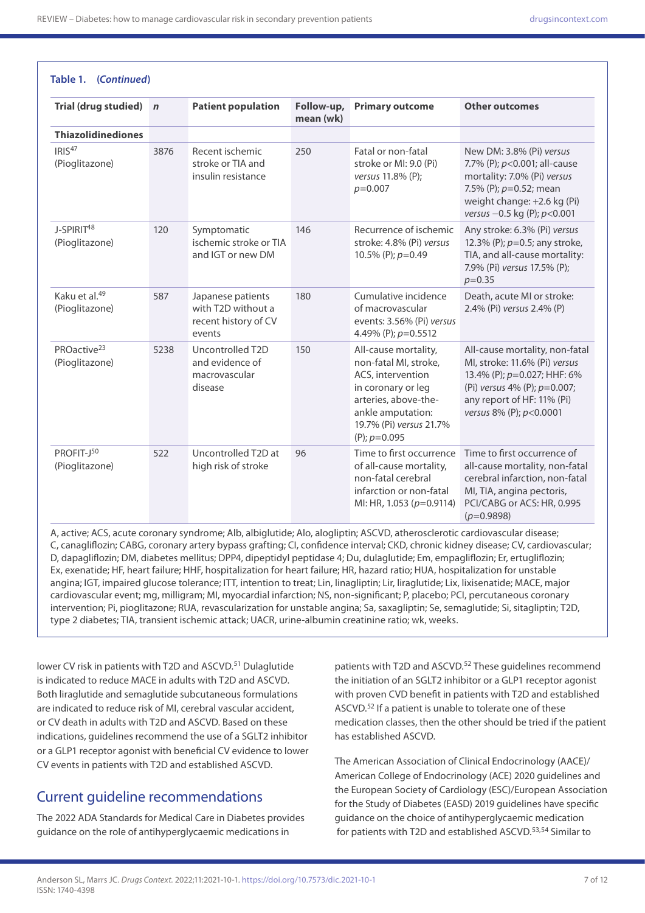**Table 1. (*Continued*)**

| Trial (drug studied) | *n* | Patient population | Follow-up, mean (wk) | Primary outcome | Other outcomes |
|---|---|---|---|---|---|
| **Thiazolidinediones** | | | | | |
| IRIS[47] (Pioglitazone) | 3876 | Recent ischemic stroke or TIA and insulin resistance | 250 | Fatal or non-fatal stroke or MI: 9.0 (Pi) *versus* 11.8% (P); $p$=0.007 | New DM: 3.8% (Pi) *versus* 7.7% (P); $p$<0.001; all-cause mortality: 7.0% (Pi) *versus* 7.5% (P); $p$=0.52; mean weight change: +2.6 kg (Pi) *versus* −0.5 kg (P); $p$<0.001 |
| J-SPIRIT[48] (Pioglitazone) | 120 | Symptomatic ischemic stroke or TIA and IGT or new DM | 146 | Recurrence of ischemic stroke: 4.8% (Pi) *versus* 10.5% (P); $p$=0.49 | Any stroke: 6.3% (Pi) *versus* 12.3% (P); $p$=0.5; any stroke, TIA, and all-cause mortality: 7.9% (Pi) *versus* 17.5% (P); $p$=0.35 |
| Kaku et al.[49] (Pioglitazone) | 587 | Japanese patients with T2D without a recent history of CV events | 180 | Cumulative incidence of macrovascular events: 3.56% (Pi) *versus* 4.49% (P); $p$=0.5512 | Death, acute MI or stroke: 2.4% (Pi) *versus* 2.4% (P) |
| PROactive[23] (Pioglitazone) | 5238 | Uncontrolled T2D and evidence of macrovascular disease | 150 | All-cause mortality, non-fatal MI, stroke, ACS, intervention in coronary or leg arteries, above-the-ankle amputation: 19.7% (Pi) *versus* 21.7% (P); $p$=0.095 | All-cause mortality, non-fatal MI, stroke: 11.6% (Pi) *versus* 13.4% (P); $p$=0.027; HHF: 6% (Pi) *versus* 4% (P); $p$=0.007; any report of HF: 11% (Pi) *versus* 8% (P); $p$<0.0001 |
| PROFIT-J[50] (Pioglitazone) | 522 | Uncontrolled T2D at high risk of stroke | 96 | Time to first occurrence of all-cause mortality, non-fatal cerebral infarction or non-fatal MI: HR, 1.053 ($p$=0.9114) | Time to first occurrence of all-cause mortality, non-fatal cerebral infarction, non-fatal MI, TIA, angina pectoris, PCI/CABG or ACS: HR, 0.995 ($p$=0.9898) |

A, active; ACS, acute coronary syndrome; Alb, albiglutide; Alo, alogliptin; ASCVD, atherosclerotic cardiovascular disease; C, canagliflozin; CABG, coronary artery bypass grafting; CI, confidence interval; CKD, chronic kidney disease; CV, cardiovascular; D, dapagliflozin; DM, diabetes mellitus; DPP4, dipeptidyl peptidase 4; Du, dulaglutide; Em, empagliflozin; Er, ertugliflozin; Ex, exenatide; HF, heart failure; HHF, hospitalization for heart failure; HR, hazard ratio; HUA, hospitalization for unstable angina; IGT, impaired glucose tolerance; ITT, intention to treat; Lin, linagliptin; Lir, liraglutide; Lix, lixisenatide; MACE, major cardiovascular event; mg, milligram; MI, myocardial infarction; NS, non-significant; P, placebo; PCI, percutaneous coronary intervention; Pi, pioglitazone; RUA, revascularization for unstable angina; Sa, saxagliptin; Se, semaglutide; Si, sitagliptin; T2D, type 2 diabetes; TIA, transient ischemic attack; UACR, urine-albumin creatinine ratio; wk, weeks.

lower CV risk in patients with T2D and ASCVD.[51] Dulaglutide is indicated to reduce MACE in adults with T2D and ASCVD. Both liraglutide and semaglutide subcutaneous formulations are indicated to reduce risk of MI, cerebral vascular accident, or CV death in adults with T2D and ASCVD. Based on these indications, guidelines recommend the use of a SGLT2 inhibitor or a GLP1 receptor agonist with beneficial CV evidence to lower CV events in patients with T2D and established ASCVD.

## Current guideline recommendations

The 2022 ADA Standards for Medical Care in Diabetes provides guidance on the role of antihyperglycaemic medications in patients with T2D and ASCVD.[52] These guidelines recommend the initiation of an SGLT2 inhibitor or a GLP1 receptor agonist with proven CVD benefit in patients with T2D and established ASCVD.[52] If a patient is unable to tolerate one of these medication classes, then the other should be tried if the patient has established ASCVD.

The American Association of Clinical Endocrinology (AACE)/American College of Endocrinology (ACE) 2020 guidelines and the European Society of Cardiology (ESC)/European Association for the Study of Diabetes (EASD) 2019 guidelines have specific guidance on the choice of antihyperglycaemic medication for patients with T2D and established ASCVD.[53,54] Similar to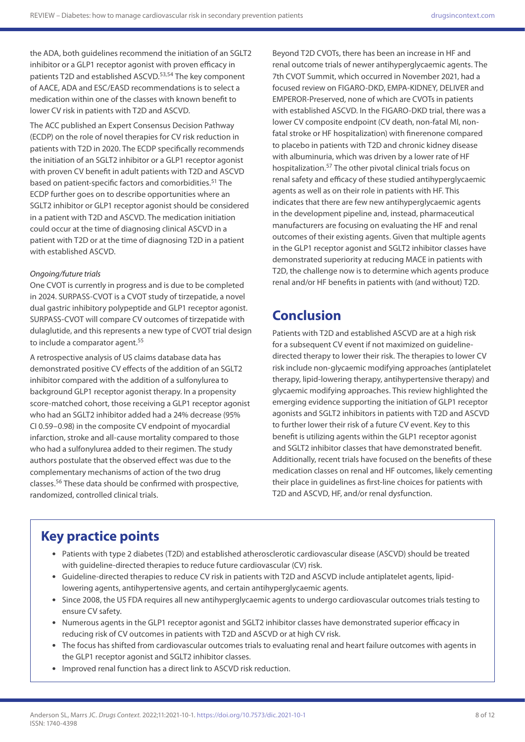the ADA, both guidelines recommend the initiation of an SGLT2 inhibitor or a GLP1 receptor agonist with proven efficacy in patients T2D and established ASCVD.[53,54] The key component of AACE, ADA and ESC/EASD recommendations is to select a medication within one of the classes with known benefit to lower CV risk in patients with T2D and ASCVD.

The ACC published an Expert Consensus Decision Pathway (ECDP) on the role of novel therapies for CV risk reduction in patients with T2D in 2020. The ECDP specifically recommends the initiation of an SGLT2 inhibitor or a GLP1 receptor agonist with proven CV benefit in adult patients with T2D and ASCVD based on patient-specific factors and comorbidities.[51] The ECDP further goes on to describe opportunities where an SGLT2 inhibitor or GLP1 receptor agonist should be considered in a patient with T2D and ASCVD. The medication initiation could occur at the time of diagnosing clinical ASCVD in a patient with T2D or at the time of diagnosing T2D in a patient with established ASCVD.

*Ongoing/future trials*

One CVOT is currently in progress and is due to be completed in 2024. SURPASS-CVOT is a CVOT study of tirzepatide, a novel dual gastric inhibitory polypeptide and GLP1 receptor agonist. SURPASS-CVOT will compare CV outcomes of tirzepatide with dulaglutide, and this represents a new type of CVOT trial design to include a comparator agent.[55]

A retrospective analysis of US claims database data has demonstrated positive CV effects of the addition of an SGLT2 inhibitor compared with the addition of a sulfonylurea to background GLP1 receptor agonist therapy. In a propensity score-matched cohort, those receiving a GLP1 receptor agonist who had an SGLT2 inhibitor added had a 24% decrease (95% CI 0.59–0.98) in the composite CV endpoint of myocardial infarction, stroke and all-cause mortality compared to those who had a sulfonylurea added to their regimen. The study authors postulate that the observed effect was due to the complementary mechanisms of action of the two drug classes.[56] These data should be confirmed with prospective, randomized, controlled clinical trials.

Beyond T2D CVOTs, there has been an increase in HF and renal outcome trials of newer antihyperglycaemic agents. The 7th CVOT Summit, which occurred in November 2021, had a focused review on FIGARO-DKD, EMPA-KIDNEY, DELIVER and EMPEROR-Preserved, none of which are CVOTs in patients with established ASCVD. In the FIGARO-DKD trial, there was a lower CV composite endpoint (CV death, non-fatal MI, non-fatal stroke or HF hospitalization) with finerenone compared to placebo in patients with T2D and chronic kidney disease with albuminuria, which was driven by a lower rate of HF hospitalization.[57] The other pivotal clinical trials focus on renal safety and efficacy of these studied antihyperglycaemic agents as well as on their role in patients with HF. This indicates that there are few new antihyperglycaemic agents in the development pipeline and, instead, pharmaceutical manufacturers are focusing on evaluating the HF and renal outcomes of their existing agents. Given that multiple agents in the GLP1 receptor agonist and SGLT2 inhibitor classes have demonstrated superiority at reducing MACE in patients with T2D, the challenge now is to determine which agents produce renal and/or HF benefits in patients with (and without) T2D.

## Conclusion

Patients with T2D and established ASCVD are at a high risk for a subsequent CV event if not maximized on guideline-directed therapy to lower their risk. The therapies to lower CV risk include non-glycaemic modifying approaches (antiplatelet therapy, lipid-lowering therapy, antihypertensive therapy) and glycaemic modifying approaches. This review highlighted the emerging evidence supporting the initiation of GLP1 receptor agonists and SGLT2 inhibitors in patients with T2D and ASCVD to further lower their risk of a future CV event. Key to this benefit is utilizing agents within the GLP1 receptor agonist and SGLT2 inhibitor classes that have demonstrated benefit. Additionally, recent trials have focused on the benefits of these medication classes on renal and HF outcomes, likely cementing their place in guidelines as first-line choices for patients with T2D and ASCVD, HF, and/or renal dysfunction.

## Key practice points

- Patients with type 2 diabetes (T2D) and established atherosclerotic cardiovascular disease (ASCVD) should be treated with guideline-directed therapies to reduce future cardiovascular (CV) risk.
- Guideline-directed therapies to reduce CV risk in patients with T2D and ASCVD include antiplatelet agents, lipid-lowering agents, antihypertensive agents, and certain antihyperglycaemic agents.
- Since 2008, the US FDA requires all new antihyperglycaemic agents to undergo cardiovascular outcomes trials testing to ensure CV safety.
- Numerous agents in the GLP1 receptor agonist and SGLT2 inhibitor classes have demonstrated superior efficacy in reducing risk of CV outcomes in patients with T2D and ASCVD or at high CV risk.
- The focus has shifted from cardiovascular outcomes trials to evaluating renal and heart failure outcomes with agents in the GLP1 receptor agonist and SGLT2 inhibitor classes.
- Improved renal function has a direct link to ASCVD risk reduction.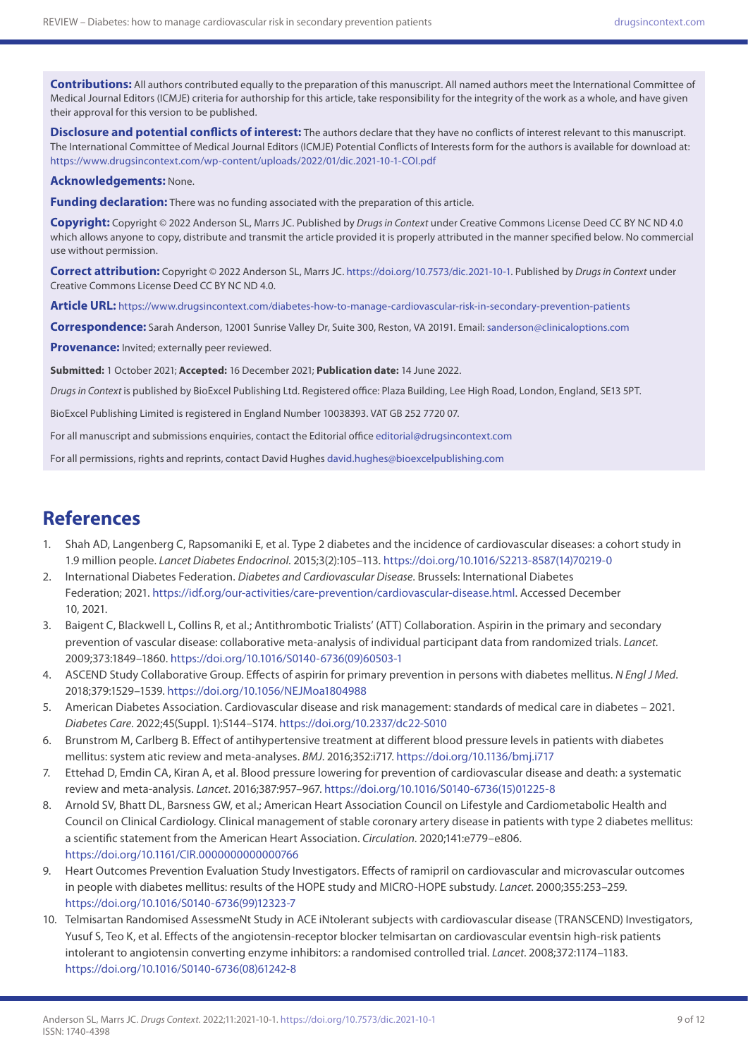**Contributions:** All authors contributed equally to the preparation of this manuscript. All named authors meet the International Committee of Medical Journal Editors (ICMJE) criteria for authorship for this article, take responsibility for the integrity of the work as a whole, and have given their approval for this version to be published.

**Disclosure and potential conflicts of interest:** The authors declare that they have no conflicts of interest relevant to this manuscript. The International Committee of Medical Journal Editors (ICMJE) Potential Conflicts of Interests form for the authors is available for download at: https://www.drugsincontext.com/wp-content/uploads/2022/01/dic.2021-10-1-COI.pdf

**Acknowledgements:** None.

**Funding declaration:** There was no funding associated with the preparation of this article.

**Copyright:** Copyright © 2022 Anderson SL, Marrs JC. Published by *Drugs in Context* under Creative Commons License Deed CC BY NC ND 4.0 which allows anyone to copy, distribute and transmit the article provided it is properly attributed in the manner specified below. No commercial use without permission.

**Correct attribution:** Copyright © 2022 Anderson SL, Marrs JC. https://doi.org/10.7573/dic.2021-10-1. Published by *Drugs in Context* under Creative Commons License Deed CC BY NC ND 4.0.

**Article URL:** https://www.drugsincontext.com/diabetes-how-to-manage-cardiovascular-risk-in-secondary-prevention-patients

**Correspondence:** Sarah Anderson, 12001 Sunrise Valley Dr, Suite 300, Reston, VA 20191. Email: sanderson@clinicaloptions.com

**Provenance:** Invited; externally peer reviewed.

**Submitted:** 1 October 2021; **Accepted:** 16 December 2021; **Publication date:** 14 June 2022.

*Drugs in Context* is published by BioExcel Publishing Ltd. Registered office: Plaza Building, Lee High Road, London, England, SE13 5PT.

BioExcel Publishing Limited is registered in England Number 10038393. VAT GB 252 7720 07.

For all manuscript and submissions enquiries, contact the Editorial office editorial@drugsincontext.com

For all permissions, rights and reprints, contact David Hughes david.hughes@bioexcelpublishing.com

## References

1. Shah AD, Langenberg C, Rapsomaniki E, et al. Type 2 diabetes and the incidence of cardiovascular diseases: a cohort study in 1.9 million people. *Lancet Diabetes Endocrinol*. 2015;3(2):105–113. https://doi.org/10.1016/S2213-8587(14)70219-0
2. International Diabetes Federation. *Diabetes and Cardiovascular Disease*. Brussels: International Diabetes Federation; 2021. https://idf.org/our-activities/care-prevention/cardiovascular-disease.html. Accessed December 10, 2021.
3. Baigent C, Blackwell L, Collins R, et al.; Antithrombotic Trialists' (ATT) Collaboration. Aspirin in the primary and secondary prevention of vascular disease: collaborative meta-analysis of individual participant data from randomized trials. *Lancet*. 2009;373:1849–1860. https://doi.org/10.1016/S0140-6736(09)60503-1
4. ASCEND Study Collaborative Group. Effects of aspirin for primary prevention in persons with diabetes mellitus. *N Engl J Med*. 2018;379:1529–1539. https://doi.org/10.1056/NEJMoa1804988
5. American Diabetes Association. Cardiovascular disease and risk management: standards of medical care in diabetes – 2021. *Diabetes Care*. 2022;45(Suppl. 1):S144–S174. https://doi.org/10.2337/dc22-S010
6. Brunstrom M, Carlberg B. Effect of antihypertensive treatment at different blood pressure levels in patients with diabetes mellitus: system atic review and meta-analyses. *BMJ*. 2016;352:i717. https://doi.org/10.1136/bmj.i717
7. Ettehad D, Emdin CA, Kiran A, et al. Blood pressure lowering for prevention of cardiovascular disease and death: a systematic review and meta-analysis. *Lancet*. 2016;387:957–967. https://doi.org/10.1016/S0140-6736(15)01225-8
8. Arnold SV, Bhatt DL, Barsness GW, et al.; American Heart Association Council on Lifestyle and Cardiometabolic Health and Council on Clinical Cardiology. Clinical management of stable coronary artery disease in patients with type 2 diabetes mellitus: a scientific statement from the American Heart Association. *Circulation*. 2020;141:e779–e806. https://doi.org/10.1161/CIR.0000000000000766
9. Heart Outcomes Prevention Evaluation Study Investigators. Effects of ramipril on cardiovascular and microvascular outcomes in people with diabetes mellitus: results of the HOPE study and MICRO-HOPE substudy. *Lancet*. 2000;355:253–259. https://doi.org/10.1016/S0140-6736(99)12323-7
10. Telmisartan Randomised AssessmeNt Study in ACE iNtolerant subjects with cardiovascular disease (TRANSCEND) Investigators, Yusuf S, Teo K, et al. Effects of the angiotensin-receptor blocker telmisartan on cardiovascular eventsin high-risk patients intolerant to angiotensin converting enzyme inhibitors: a randomised controlled trial. *Lancet*. 2008;372:1174–1183. https://doi.org/10.1016/S0140-6736(08)61242-8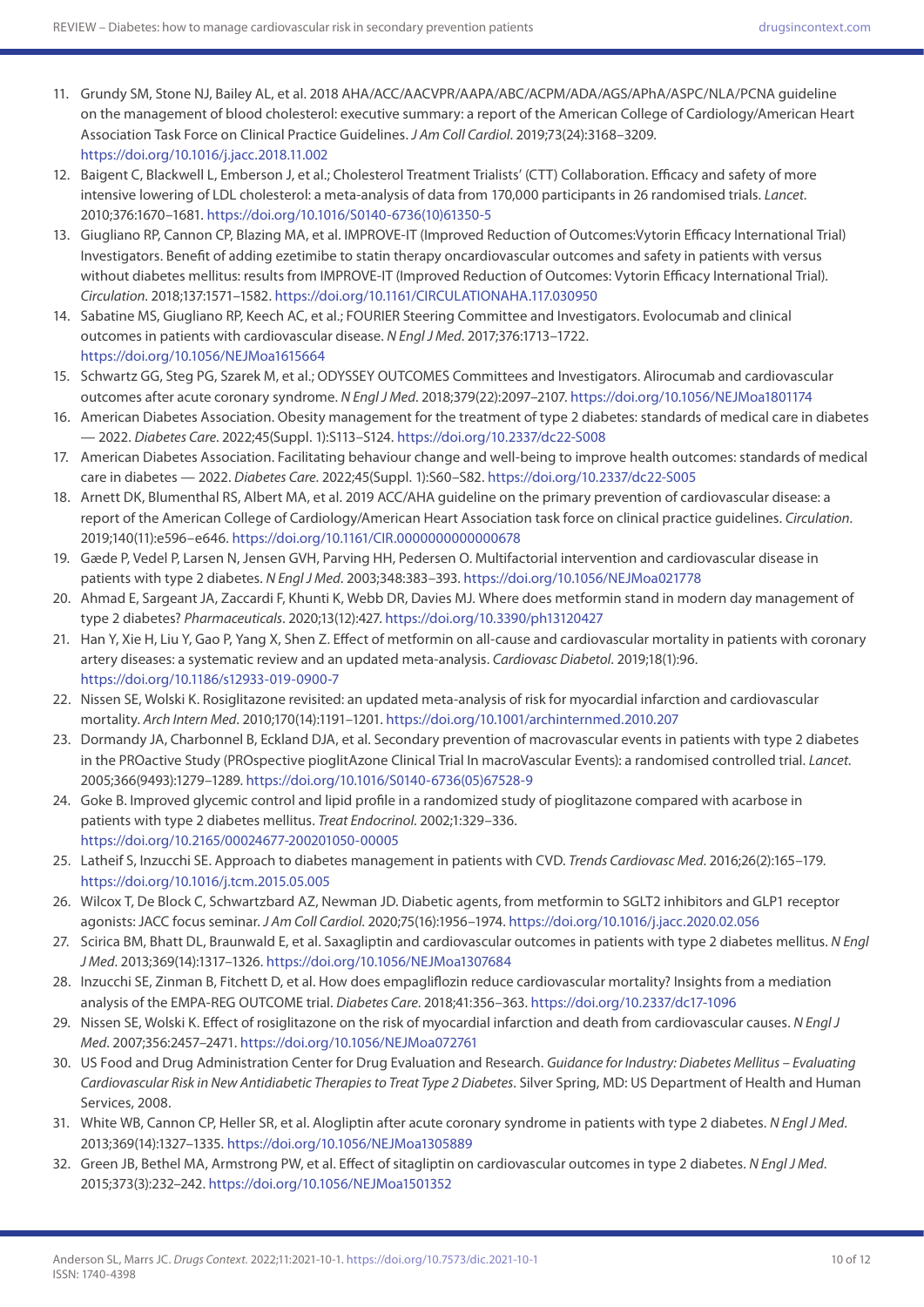11. Grundy SM, Stone NJ, Bailey AL, et al. 2018 AHA/ACC/AACVPR/AAPA/ABC/ACPM/ADA/AGS/APhA/ASPC/NLA/PCNA guideline on the management of blood cholesterol: executive summary: a report of the American College of Cardiology/American Heart Association Task Force on Clinical Practice Guidelines. *J Am Coll Cardiol*. 2019;73(24):3168–3209. https://doi.org/10.1016/j.jacc.2018.11.002
12. Baigent C, Blackwell L, Emberson J, et al.; Cholesterol Treatment Trialists' (CTT) Collaboration. Efficacy and safety of more intensive lowering of LDL cholesterol: a meta-analysis of data from 170,000 participants in 26 randomised trials. *Lancet*. 2010;376:1670–1681. https://doi.org/10.1016/S0140-6736(10)61350-5
13. Giugliano RP, Cannon CP, Blazing MA, et al. IMPROVE-IT (Improved Reduction of Outcomes:Vytorin Efficacy International Trial) Investigators. Benefit of adding ezetimibe to statin therapy oncardiovascular outcomes and safety in patients with versus without diabetes mellitus: results from IMPROVE-IT (Improved Reduction of Outcomes: Vytorin Efficacy International Trial). *Circulation*. 2018;137:1571–1582. https://doi.org/10.1161/CIRCULATIONAHA.117.030950
14. Sabatine MS, Giugliano RP, Keech AC, et al.; FOURIER Steering Committee and Investigators. Evolocumab and clinical outcomes in patients with cardiovascular disease. *N Engl J Med*. 2017;376:1713–1722. https://doi.org/10.1056/NEJMoa1615664
15. Schwartz GG, Steg PG, Szarek M, et al.; ODYSSEY OUTCOMES Committees and Investigators. Alirocumab and cardiovascular outcomes after acute coronary syndrome. *N Engl J Med*. 2018;379(22):2097–2107. https://doi.org/10.1056/NEJMoa1801174
16. American Diabetes Association. Obesity management for the treatment of type 2 diabetes: standards of medical care in diabetes — 2022. *Diabetes Care*. 2022;45(Suppl. 1):S113–S124. https://doi.org/10.2337/dc22-S008
17. American Diabetes Association. Facilitating behaviour change and well-being to improve health outcomes: standards of medical care in diabetes — 2022. *Diabetes Care*. 2022;45(Suppl. 1):S60–S82. https://doi.org/10.2337/dc22-S005
18. Arnett DK, Blumenthal RS, Albert MA, et al. 2019 ACC/AHA guideline on the primary prevention of cardiovascular disease: a report of the American College of Cardiology/American Heart Association task force on clinical practice guidelines. *Circulation*. 2019;140(11):e596–e646. https://doi.org/10.1161/CIR.0000000000000678
19. Gæde P, Vedel P, Larsen N, Jensen GVH, Parving HH, Pedersen O. Multifactorial intervention and cardiovascular disease in patients with type 2 diabetes. *N Engl J Med*. 2003;348:383–393. https://doi.org/10.1056/NEJMoa021778
20. Ahmad E, Sargeant JA, Zaccardi F, Khunti K, Webb DR, Davies MJ. Where does metformin stand in modern day management of type 2 diabetes? *Pharmaceuticals*. 2020;13(12):427. https://doi.org/10.3390/ph13120427
21. Han Y, Xie H, Liu Y, Gao P, Yang X, Shen Z. Effect of metformin on all-cause and cardiovascular mortality in patients with coronary artery diseases: a systematic review and an updated meta-analysis. *Cardiovasc Diabetol*. 2019;18(1):96. https://doi.org/10.1186/s12933-019-0900-7
22. Nissen SE, Wolski K. Rosiglitazone revisited: an updated meta-analysis of risk for myocardial infarction and cardiovascular mortality. *Arch Intern Med*. 2010;170(14):1191–1201. https://doi.org/10.1001/archinternmed.2010.207
23. Dormandy JA, Charbonnel B, Eckland DJA, et al. Secondary prevention of macrovascular events in patients with type 2 diabetes in the PROactive Study (PROspective pioglitAzone Clinical Trial In macroVascular Events): a randomised controlled trial. *Lancet*. 2005;366(9493):1279–1289. https://doi.org/10.1016/S0140-6736(05)67528-9
24. Goke B. Improved glycemic control and lipid profile in a randomized study of pioglitazone compared with acarbose in patients with type 2 diabetes mellitus. *Treat Endocrinol*. 2002;1:329–336. https://doi.org/10.2165/00024677-200201050-00005
25. Latheif S, Inzucchi SE. Approach to diabetes management in patients with CVD. *Trends Cardiovasc Med*. 2016;26(2):165–179. https://doi.org/10.1016/j.tcm.2015.05.005
26. Wilcox T, De Block C, Schwartzbard AZ, Newman JD. Diabetic agents, from metformin to SGLT2 inhibitors and GLP1 receptor agonists: JACC focus seminar. *J Am Coll Cardiol*. 2020;75(16):1956–1974. https://doi.org/10.1016/j.jacc.2020.02.056
27. Scirica BM, Bhatt DL, Braunwald E, et al. Saxagliptin and cardiovascular outcomes in patients with type 2 diabetes mellitus. *N Engl J Med*. 2013;369(14):1317–1326. https://doi.org/10.1056/NEJMoa1307684
28. Inzucchi SE, Zinman B, Fitchett D, et al. How does empagliflozin reduce cardiovascular mortality? Insights from a mediation analysis of the EMPA-REG OUTCOME trial. *Diabetes Care*. 2018;41:356–363. https://doi.org/10.2337/dc17-1096
29. Nissen SE, Wolski K. Effect of rosiglitazone on the risk of myocardial infarction and death from cardiovascular causes. *N Engl J Med*. 2007;356:2457–2471. https://doi.org/10.1056/NEJMoa072761
30. US Food and Drug Administration Center for Drug Evaluation and Research. *Guidance for Industry: Diabetes Mellitus – Evaluating Cardiovascular Risk in New Antidiabetic Therapies to Treat Type 2 Diabetes*. Silver Spring, MD: US Department of Health and Human Services, 2008.
31. White WB, Cannon CP, Heller SR, et al. Alogliptin after acute coronary syndrome in patients with type 2 diabetes. *N Engl J Med*. 2013;369(14):1327–1335. https://doi.org/10.1056/NEJMoa1305889
32. Green JB, Bethel MA, Armstrong PW, et al. Effect of sitagliptin on cardiovascular outcomes in type 2 diabetes. *N Engl J Med*. 2015;373(3):232–242. https://doi.org/10.1056/NEJMoa1501352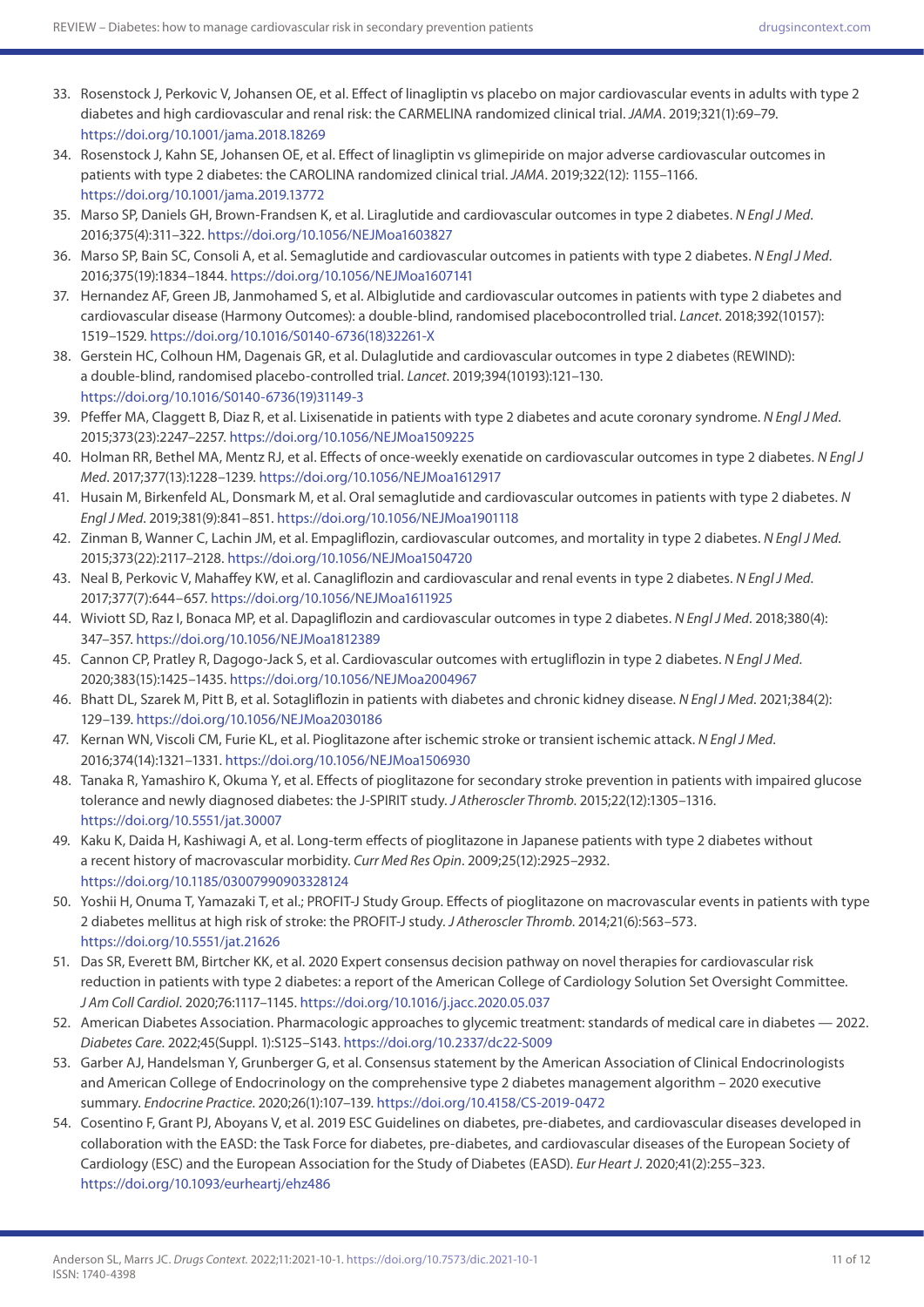33. Rosenstock J, Perkovic V, Johansen OE, et al. Effect of linagliptin vs placebo on major cardiovascular events in adults with type 2 diabetes and high cardiovascular and renal risk: the CARMELINA randomized clinical trial. *JAMA*. 2019;321(1):69–79. https://doi.org/10.1001/jama.2018.18269
34. Rosenstock J, Kahn SE, Johansen OE, et al. Effect of linagliptin vs glimepiride on major adverse cardiovascular outcomes in patients with type 2 diabetes: the CAROLINA randomized clinical trial. *JAMA*. 2019;322(12): 1155–1166. https://doi.org/10.1001/jama.2019.13772
35. Marso SP, Daniels GH, Brown-Frandsen K, et al. Liraglutide and cardiovascular outcomes in type 2 diabetes. *N Engl J Med*. 2016;375(4):311–322. https://doi.org/10.1056/NEJMoa1603827
36. Marso SP, Bain SC, Consoli A, et al. Semaglutide and cardiovascular outcomes in patients with type 2 diabetes. *N Engl J Med*. 2016;375(19):1834–1844. https://doi.org/10.1056/NEJMoa1607141
37. Hernandez AF, Green JB, Janmohamed S, et al. Albiglutide and cardiovascular outcomes in patients with type 2 diabetes and cardiovascular disease (Harmony Outcomes): a double-blind, randomised placebocontrolled trial. *Lancet*. 2018;392(10157): 1519–1529. https://doi.org/10.1016/S0140-6736(18)32261-X
38. Gerstein HC, Colhoun HM, Dagenais GR, et al. Dulaglutide and cardiovascular outcomes in type 2 diabetes (REWIND): a double-blind, randomised placebo-controlled trial. *Lancet*. 2019;394(10193):121–130. https://doi.org/10.1016/S0140-6736(19)31149-3
39. Pfeffer MA, Claggett B, Diaz R, et al. Lixisenatide in patients with type 2 diabetes and acute coronary syndrome. *N Engl J Med*. 2015;373(23):2247–2257. https://doi.org/10.1056/NEJMoa1509225
40. Holman RR, Bethel MA, Mentz RJ, et al. Effects of once-weekly exenatide on cardiovascular outcomes in type 2 diabetes. *N Engl J Med*. 2017;377(13):1228–1239. https://doi.org/10.1056/NEJMoa1612917
41. Husain M, Birkenfeld AL, Donsmark M, et al. Oral semaglutide and cardiovascular outcomes in patients with type 2 diabetes. *N Engl J Med*. 2019;381(9):841–851. https://doi.org/10.1056/NEJMoa1901118
42. Zinman B, Wanner C, Lachin JM, et al. Empagliflozin, cardiovascular outcomes, and mortality in type 2 diabetes. *N Engl J Med*. 2015;373(22):2117–2128. https://doi.org/10.1056/NEJMoa1504720
43. Neal B, Perkovic V, Mahaffey KW, et al. Canagliflozin and cardiovascular and renal events in type 2 diabetes. *N Engl J Med*. 2017;377(7):644–657. https://doi.org/10.1056/NEJMoa1611925
44. Wiviott SD, Raz I, Bonaca MP, et al. Dapagliflozin and cardiovascular outcomes in type 2 diabetes. *N Engl J Med*. 2018;380(4): 347–357. https://doi.org/10.1056/NEJMoa1812389
45. Cannon CP, Pratley R, Dagogo-Jack S, et al. Cardiovascular outcomes with ertugliflozin in type 2 diabetes. *N Engl J Med*. 2020;383(15):1425–1435. https://doi.org/10.1056/NEJMoa2004967
46. Bhatt DL, Szarek M, Pitt B, et al. Sotagliflozin in patients with diabetes and chronic kidney disease. *N Engl J Med*. 2021;384(2): 129–139. https://doi.org/10.1056/NEJMoa2030186
47. Kernan WN, Viscoli CM, Furie KL, et al. Pioglitazone after ischemic stroke or transient ischemic attack. *N Engl J Med*. 2016;374(14):1321–1331. https://doi.org/10.1056/NEJMoa1506930
48. Tanaka R, Yamashiro K, Okuma Y, et al. Effects of pioglitazone for secondary stroke prevention in patients with impaired glucose tolerance and newly diagnosed diabetes: the J-SPIRIT study. *J Atheroscler Thromb*. 2015;22(12):1305–1316. https://doi.org/10.5551/jat.30007
49. Kaku K, Daida H, Kashiwagi A, et al. Long-term effects of pioglitazone in Japanese patients with type 2 diabetes without a recent history of macrovascular morbidity. *Curr Med Res Opin*. 2009;25(12):2925–2932. https://doi.org/10.1185/03007990903328124
50. Yoshii H, Onuma T, Yamazaki T, et al.; PROFIT-J Study Group. Effects of pioglitazone on macrovascular events in patients with type 2 diabetes mellitus at high risk of stroke: the PROFIT-J study. *J Atheroscler Thromb*. 2014;21(6):563–573. https://doi.org/10.5551/jat.21626
51. Das SR, Everett BM, Birtcher KK, et al. 2020 Expert consensus decision pathway on novel therapies for cardiovascular risk reduction in patients with type 2 diabetes: a report of the American College of Cardiology Solution Set Oversight Committee. *J Am Coll Cardiol*. 2020;76:1117–1145. https://doi.org/10.1016/j.jacc.2020.05.037
52. American Diabetes Association. Pharmacologic approaches to glycemic treatment: standards of medical care in diabetes — 2022. *Diabetes Care*. 2022;45(Suppl. 1):S125–S143. https://doi.org/10.2337/dc22-S009
53. Garber AJ, Handelsman Y, Grunberger G, et al. Consensus statement by the American Association of Clinical Endocrinologists and American College of Endocrinology on the comprehensive type 2 diabetes management algorithm – 2020 executive summary. *Endocrine Practice*. 2020;26(1):107–139. https://doi.org/10.4158/CS-2019-0472
54. Cosentino F, Grant PJ, Aboyans V, et al. 2019 ESC Guidelines on diabetes, pre-diabetes, and cardiovascular diseases developed in collaboration with the EASD: the Task Force for diabetes, pre-diabetes, and cardiovascular diseases of the European Society of Cardiology (ESC) and the European Association for the Study of Diabetes (EASD). *Eur Heart J*. 2020;41(2):255–323. https://doi.org/10.1093/eurheartj/ehz486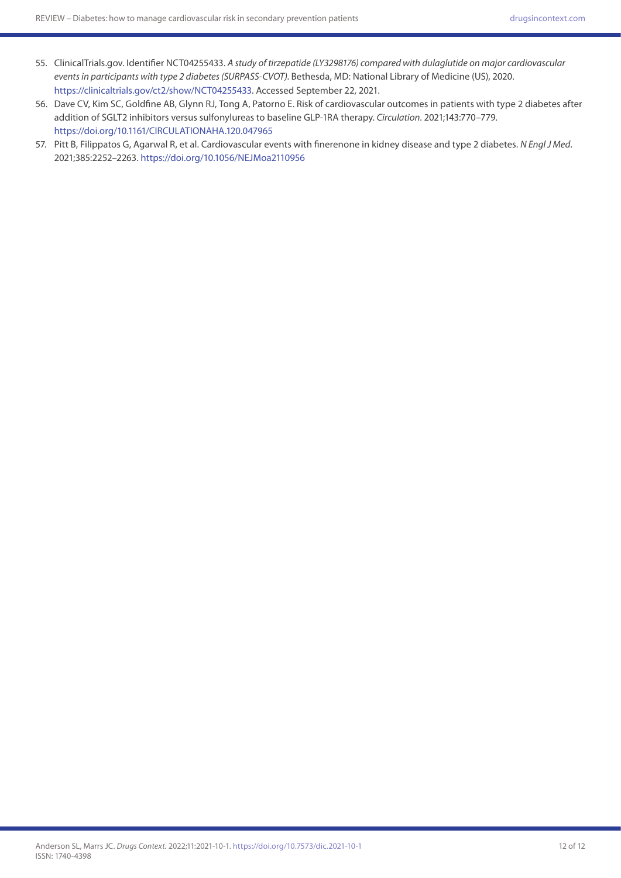55. ClinicalTrials.gov. Identifier NCT04255433. *A study of tirzepatide (LY3298176) compared with dulaglutide on major cardiovascular events in participants with type 2 diabetes (SURPASS-CVOT)*. Bethesda, MD: National Library of Medicine (US), 2020. https://clinicaltrials.gov/ct2/show/NCT04255433. Accessed September 22, 2021.
56. Dave CV, Kim SC, Goldfine AB, Glynn RJ, Tong A, Patorno E. Risk of cardiovascular outcomes in patients with type 2 diabetes after addition of SGLT2 inhibitors versus sulfonylureas to baseline GLP-1RA therapy. *Circulation*. 2021;143:770–779. https://doi.org/10.1161/CIRCULATIONAHA.120.047965
57. Pitt B, Filippatos G, Agarwal R, et al. Cardiovascular events with finerenone in kidney disease and type 2 diabetes. *N Engl J Med*. 2021;385:2252–2263. https://doi.org/10.1056/NEJMoa2110956